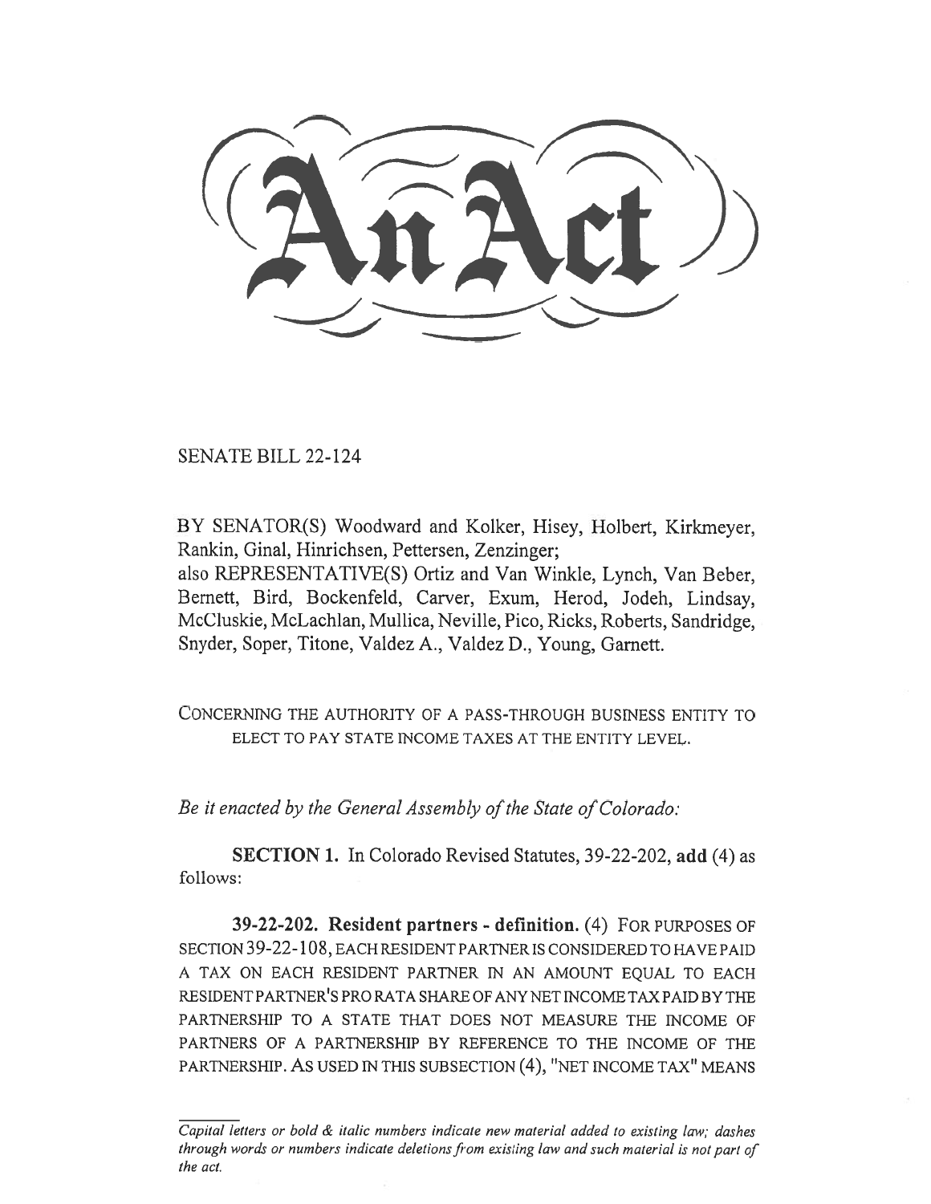# An Act

SENATE BILL 22-124

BY SENATOR(S) Woodward and Kolker, Hisey, Holbert, Kirkmeyer, Rankin, Ginal, Hinrichsen, Pettersen, Zenzinger;
also REPRESENTATIVE(S) Ortiz and Van Winkle, Lynch, Van Beber, Bernett, Bird, Bockenfeld, Carver, Exum, Herod, Jodeh, Lindsay, McCluskie, McLachlan, Mullica, Neville, Pico, Ricks, Roberts, Sandridge, Snyder, Soper, Titone, Valdez A., Valdez D., Young, Garnett.

CONCERNING THE AUTHORITY OF A PASS-THROUGH BUSINESS ENTITY TO ELECT TO PAY STATE INCOME TAXES AT THE ENTITY LEVEL.

*Be it enacted by the General Assembly of the State of Colorado:*

**SECTION 1.** In Colorado Revised Statutes, 39-22-202, **add** (4) as follows:

**39-22-202. Resident partners - definition.** (4) FOR PURPOSES OF SECTION 39-22-108, EACH RESIDENT PARTNER IS CONSIDERED TO HAVE PAID A TAX ON EACH RESIDENT PARTNER IN AN AMOUNT EQUAL TO EACH RESIDENT PARTNER'S PRO RATA SHARE OF ANY NET INCOME TAX PAID BY THE PARTNERSHIP TO A STATE THAT DOES NOT MEASURE THE INCOME OF PARTNERS OF A PARTNERSHIP BY REFERENCE TO THE INCOME OF THE PARTNERSHIP. AS USED IN THIS SUBSECTION (4), "NET INCOME TAX" MEANS

*Capital letters or bold & italic numbers indicate new material added to existing law; dashes through words or numbers indicate deletions from existing law and such material is not part of the act.*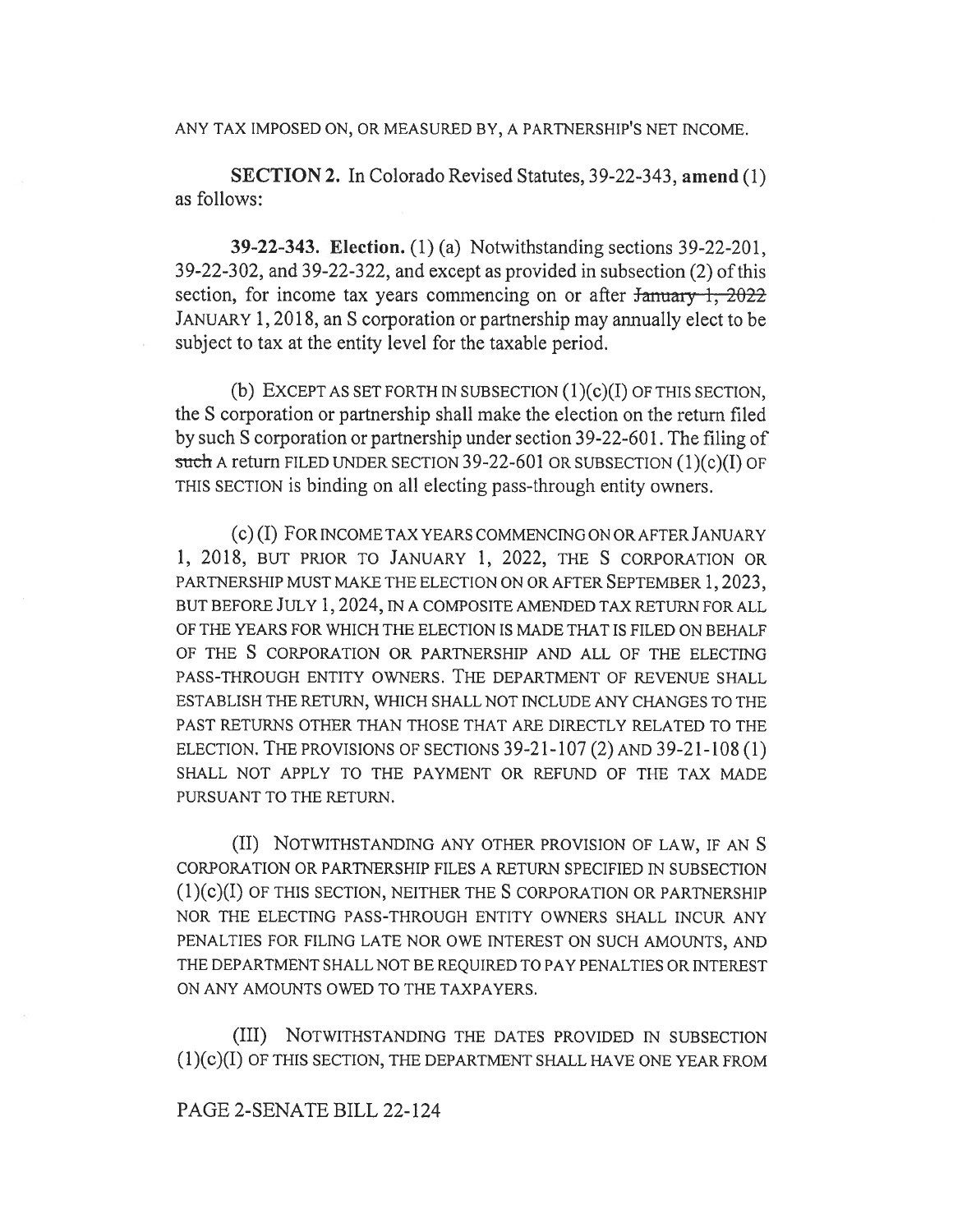ANY TAX IMPOSED ON, OR MEASURED BY, A PARTNERSHIP'S NET INCOME.

**SECTION 2.** In Colorado Revised Statutes, 39-22-343, **amend** (1) as follows:

**39-22-343. Election.** (1) (a) Notwithstanding sections 39-22-201, 39-22-302, and 39-22-322, and except as provided in subsection (2) of this section, for income tax years commencing on or after ~~January 1, 2022~~ JANUARY 1, 2018, an S corporation or partnership may annually elect to be subject to tax at the entity level for the taxable period.

(b) EXCEPT AS SET FORTH IN SUBSECTION (1)(c)(I) OF THIS SECTION, the S corporation or partnership shall make the election on the return filed by such S corporation or partnership under section 39-22-601. The filing of ~~such~~ A return FILED UNDER SECTION 39-22-601 OR SUBSECTION (1)(c)(I) OF THIS SECTION is binding on all electing pass-through entity owners.

(c) (I) FOR INCOME TAX YEARS COMMENCING ON OR AFTER JANUARY 1, 2018, BUT PRIOR TO JANUARY 1, 2022, THE S CORPORATION OR PARTNERSHIP MUST MAKE THE ELECTION ON OR AFTER SEPTEMBER 1, 2023, BUT BEFORE JULY 1, 2024, IN A COMPOSITE AMENDED TAX RETURN FOR ALL OF THE YEARS FOR WHICH THE ELECTION IS MADE THAT IS FILED ON BEHALF OF THE S CORPORATION OR PARTNERSHIP AND ALL OF THE ELECTING PASS-THROUGH ENTITY OWNERS. THE DEPARTMENT OF REVENUE SHALL ESTABLISH THE RETURN, WHICH SHALL NOT INCLUDE ANY CHANGES TO THE PAST RETURNS OTHER THAN THOSE THAT ARE DIRECTLY RELATED TO THE ELECTION. THE PROVISIONS OF SECTIONS 39-21-107 (2) AND 39-21-108 (1) SHALL NOT APPLY TO THE PAYMENT OR REFUND OF THE TAX MADE PURSUANT TO THE RETURN.

(II) NOTWITHSTANDING ANY OTHER PROVISION OF LAW, IF AN S CORPORATION OR PARTNERSHIP FILES A RETURN SPECIFIED IN SUBSECTION (1)(c)(I) OF THIS SECTION, NEITHER THE S CORPORATION OR PARTNERSHIP NOR THE ELECTING PASS-THROUGH ENTITY OWNERS SHALL INCUR ANY PENALTIES FOR FILING LATE NOR OWE INTEREST ON SUCH AMOUNTS, AND THE DEPARTMENT SHALL NOT BE REQUIRED TO PAY PENALTIES OR INTEREST ON ANY AMOUNTS OWED TO THE TAXPAYERS.

(III) NOTWITHSTANDING THE DATES PROVIDED IN SUBSECTION (1)(c)(I) OF THIS SECTION, THE DEPARTMENT SHALL HAVE ONE YEAR FROM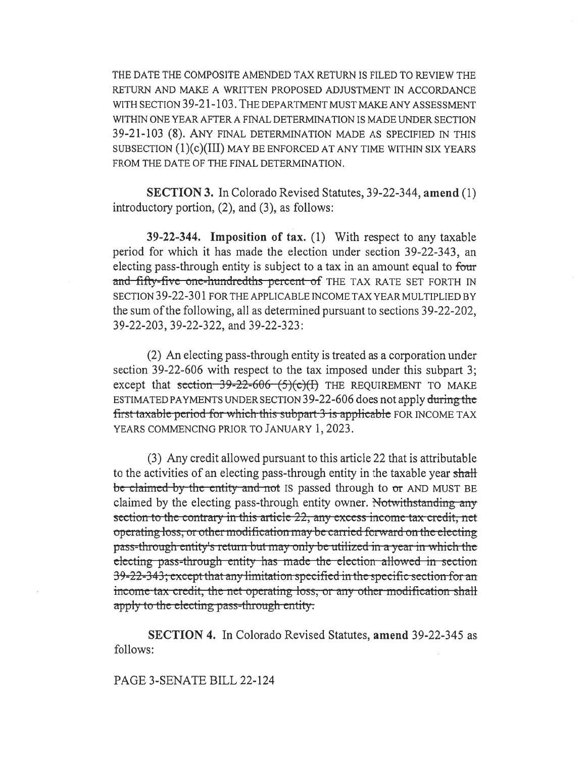THE DATE THE COMPOSITE AMENDED TAX RETURN IS FILED TO REVIEW THE RETURN AND MAKE A WRITTEN PROPOSED ADJUSTMENT IN ACCORDANCE WITH SECTION 39-21-103. THE DEPARTMENT MUST MAKE ANY ASSESSMENT WITHIN ONE YEAR AFTER A FINAL DETERMINATION IS MADE UNDER SECTION 39-21-103 (8). ANY FINAL DETERMINATION MADE AS SPECIFIED IN THIS SUBSECTION (1)(c)(III) MAY BE ENFORCED AT ANY TIME WITHIN SIX YEARS FROM THE DATE OF THE FINAL DETERMINATION.

**SECTION 3.** In Colorado Revised Statutes, 39-22-344, **amend** (1) introductory portion, (2), and (3), as follows:

**39-22-344. Imposition of tax.** (1) With respect to any taxable period for which it has made the election under section 39-22-343, an electing pass-through entity is subject to a tax in an amount equal to ~~four and fifty-five one-hundredths percent of~~ THE TAX RATE SET FORTH IN SECTION 39-22-301 FOR THE APPLICABLE INCOME TAX YEAR MULTIPLIED BY the sum of the following, all as determined pursuant to sections 39-22-202, 39-22-203, 39-22-322, and 39-22-323:

(2) An electing pass-through entity is treated as a corporation under section 39-22-606 with respect to the tax imposed under this subpart 3; except that ~~section 39-22-606 (5)(c)(I)~~ THE REQUIREMENT TO MAKE ESTIMATED PAYMENTS UNDER SECTION 39-22-606 does not apply ~~during the first taxable period for which this subpart 3 is applicable~~ FOR INCOME TAX YEARS COMMENCING PRIOR TO JANUARY 1, 2023.

(3) Any credit allowed pursuant to this article 22 that is attributable to the activities of an electing pass-through entity in the taxable year ~~shall be claimed by the entity and not~~ IS passed through to ~~or~~ AND MUST BE claimed by the electing pass-through entity owner. ~~Notwithstanding any section to the contrary in this article 22, any excess income tax credit, net operating loss, or other modification may be carried forward on the electing pass-through entity's return but may only be utilized in a year in which the electing pass-through entity has made the election allowed in section 39-22-343; except that any limitation specified in the specific section for an income tax credit, the net operating loss, or any other modification shall apply to the electing pass-through entity.~~

**SECTION 4.** In Colorado Revised Statutes, **amend** 39-22-345 as follows:

PAGE 3-SENATE BILL 22-124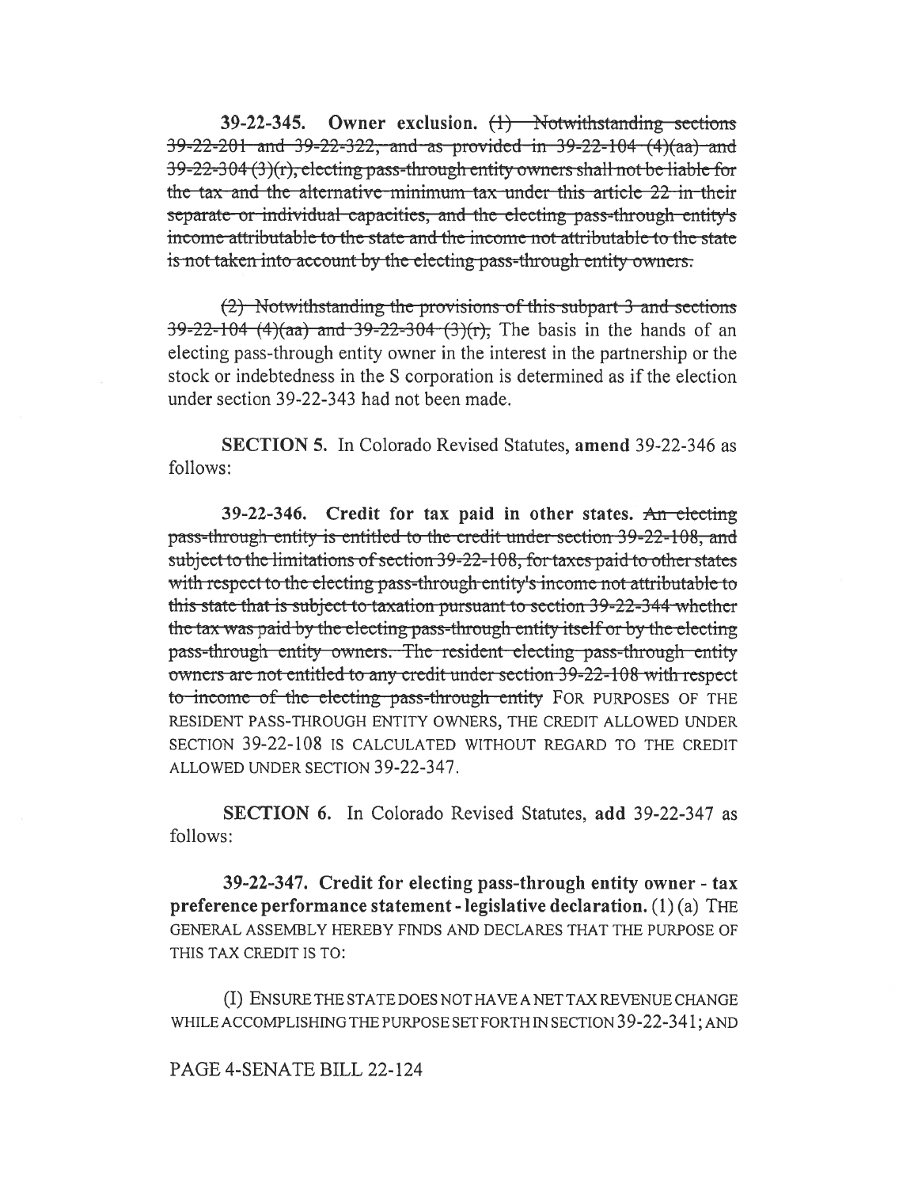**39-22-345. Owner exclusion.** ~~(1) Notwithstanding sections 39-22-201 and 39-22-322, and as provided in 39-22-104 (4)(aa) and 39-22-304 (3)(r), electing pass-through entity owners shall not be liable for the tax and the alternative minimum tax under this article 22 in their separate or individual capacities, and the electing pass-through entity's income attributable to the state and the income not attributable to the state is not taken into account by the electing pass-through entity owners.~~

~~(2) Notwithstanding the provisions of this subpart 3 and sections 39-22-104 (4)(aa) and 39-22-304 (3)(r),~~ The basis in the hands of an electing pass-through entity owner in the interest in the partnership or the stock or indebtedness in the S corporation is determined as if the election under section 39-22-343 had not been made.

**SECTION 5.** In Colorado Revised Statutes, **amend** 39-22-346 as follows:

**39-22-346. Credit for tax paid in other states.** ~~An electing pass-through entity is entitled to the credit under section 39-22-108, and subject to the limitations of section 39-22-108, for taxes paid to other states with respect to the electing pass-through entity's income not attributable to this state that is subject to taxation pursuant to section 39-22-344 whether the tax was paid by the electing pass-through entity itself or by the electing pass-through entity owners. The resident electing pass-through entity owners are not entitled to any credit under section 39-22-108 with respect to income of the electing pass-through entity~~ FOR PURPOSES OF THE RESIDENT PASS-THROUGH ENTITY OWNERS, THE CREDIT ALLOWED UNDER SECTION 39-22-108 IS CALCULATED WITHOUT REGARD TO THE CREDIT ALLOWED UNDER SECTION 39-22-347.

**SECTION 6.** In Colorado Revised Statutes, **add** 39-22-347 as follows:

**39-22-347. Credit for electing pass-through entity owner - tax preference performance statement - legislative declaration.** (1) (a) THE GENERAL ASSEMBLY HEREBY FINDS AND DECLARES THAT THE PURPOSE OF THIS TAX CREDIT IS TO:

(I) ENSURE THE STATE DOES NOT HAVE A NET TAX REVENUE CHANGE WHILE ACCOMPLISHING THE PURPOSE SET FORTH IN SECTION 39-22-341; AND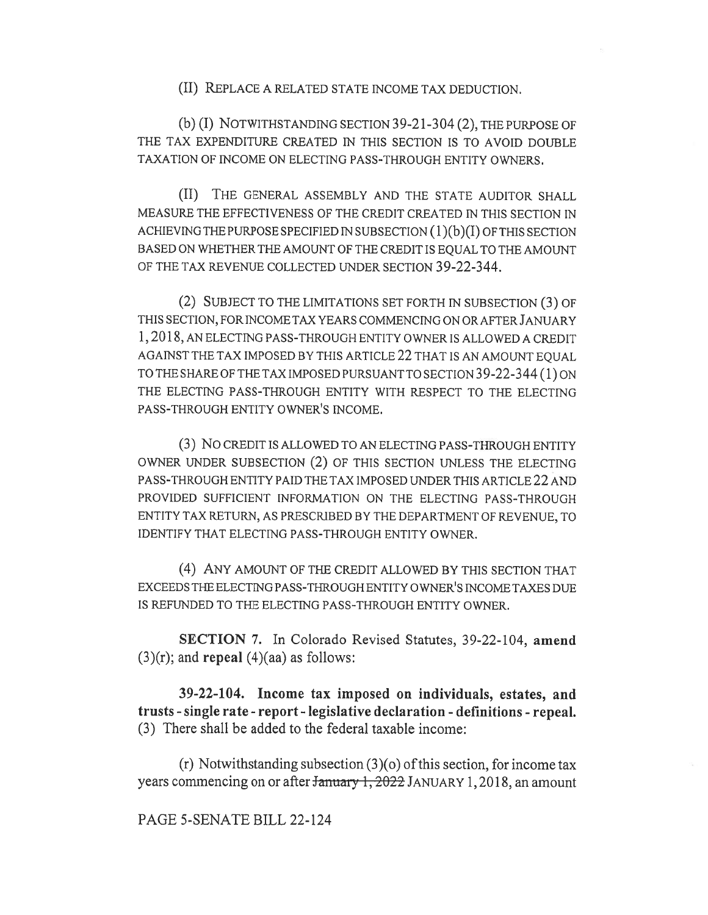(II) REPLACE A RELATED STATE INCOME TAX DEDUCTION.

(b) (I) NOTWITHSTANDING SECTION 39-21-304 (2), THE PURPOSE OF THE TAX EXPENDITURE CREATED IN THIS SECTION IS TO AVOID DOUBLE TAXATION OF INCOME ON ELECTING PASS-THROUGH ENTITY OWNERS.

(II) THE GENERAL ASSEMBLY AND THE STATE AUDITOR SHALL MEASURE THE EFFECTIVENESS OF THE CREDIT CREATED IN THIS SECTION IN ACHIEVING THE PURPOSE SPECIFIED IN SUBSECTION (1)(b)(I) OF THIS SECTION BASED ON WHETHER THE AMOUNT OF THE CREDIT IS EQUAL TO THE AMOUNT OF THE TAX REVENUE COLLECTED UNDER SECTION 39-22-344.

(2) SUBJECT TO THE LIMITATIONS SET FORTH IN SUBSECTION (3) OF THIS SECTION, FOR INCOME TAX YEARS COMMENCING ON OR AFTER JANUARY 1, 2018, AN ELECTING PASS-THROUGH ENTITY OWNER IS ALLOWED A CREDIT AGAINST THE TAX IMPOSED BY THIS ARTICLE 22 THAT IS AN AMOUNT EQUAL TO THE SHARE OF THE TAX IMPOSED PURSUANT TO SECTION 39-22-344 (1) ON THE ELECTING PASS-THROUGH ENTITY WITH RESPECT TO THE ELECTING PASS-THROUGH ENTITY OWNER'S INCOME.

(3) NO CREDIT IS ALLOWED TO AN ELECTING PASS-THROUGH ENTITY OWNER UNDER SUBSECTION (2) OF THIS SECTION UNLESS THE ELECTING PASS-THROUGH ENTITY PAID THE TAX IMPOSED UNDER THIS ARTICLE 22 AND PROVIDED SUFFICIENT INFORMATION ON THE ELECTING PASS-THROUGH ENTITY TAX RETURN, AS PRESCRIBED BY THE DEPARTMENT OF REVENUE, TO IDENTIFY THAT ELECTING PASS-THROUGH ENTITY OWNER.

(4) ANY AMOUNT OF THE CREDIT ALLOWED BY THIS SECTION THAT EXCEEDS THE ELECTING PASS-THROUGH ENTITY OWNER'S INCOME TAXES DUE IS REFUNDED TO THE ELECTING PASS-THROUGH ENTITY OWNER.

**SECTION 7.** In Colorado Revised Statutes, 39-22-104, **amend** (3)(r); and **repeal** (4)(aa) as follows:

**39-22-104. Income tax imposed on individuals, estates, and trusts - single rate - report - legislative declaration - definitions - repeal.** (3) There shall be added to the federal taxable income:

(r) Notwithstanding subsection (3)(o) of this section, for income tax years commencing on or after ~~January 1, 2022~~ JANUARY 1, 2018, an amount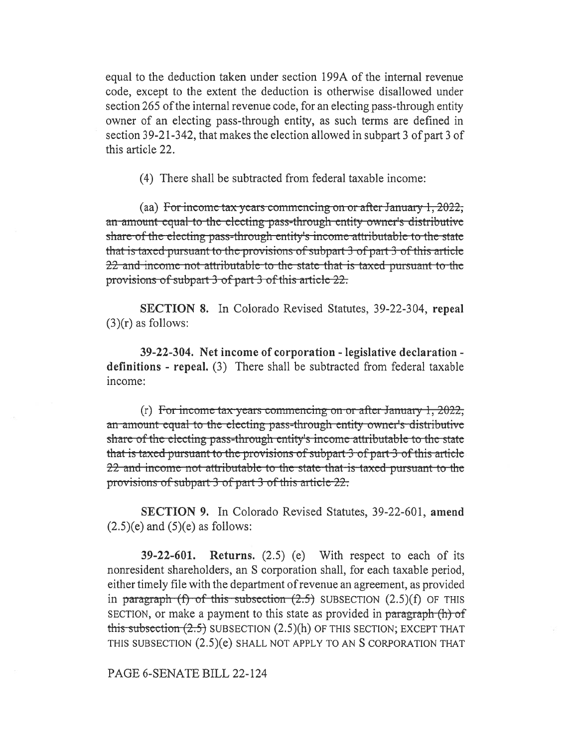equal to the deduction taken under section 199A of the internal revenue code, except to the extent the deduction is otherwise disallowed under section 265 of the internal revenue code, for an electing pass-through entity owner of an electing pass-through entity, as such terms are defined in section 39-21-342, that makes the election allowed in subpart 3 of part 3 of this article 22.

(4) There shall be subtracted from federal taxable income:

(aa) ~~For income tax years commencing on or after January 1, 2022, an amount equal to the electing pass-through entity owner's distributive share of the electing pass-through entity's income attributable to the state that is taxed pursuant to the provisions of subpart 3 of part 3 of this article 22 and income not attributable to the state that is taxed pursuant to the provisions of subpart 3 of part 3 of this article 22.~~

**SECTION 8.** In Colorado Revised Statutes, 39-22-304, **repeal** (3)(r) as follows:

**39-22-304. Net income of corporation - legislative declaration - definitions - repeal.** (3) There shall be subtracted from federal taxable income:

(r) ~~For income tax years commencing on or after January 1, 2022, an amount equal to the electing pass-through entity owner's distributive share of the electing pass-through entity's income attributable to the state that is taxed pursuant to the provisions of subpart 3 of part 3 of this article 22 and income not attributable to the state that is taxed pursuant to the provisions of subpart 3 of part 3 of this article 22.~~

**SECTION 9.** In Colorado Revised Statutes, 39-22-601, **amend** (2.5)(e) and (5)(e) as follows:

**39-22-601. Returns.** (2.5) (e) With respect to each of its nonresident shareholders, an S corporation shall, for each taxable period, either timely file with the department of revenue an agreement, as provided in ~~paragraph (f) of this subsection (2.5)~~ SUBSECTION (2.5)(f) OF THIS SECTION, or make a payment to this state as provided in ~~paragraph (h) of this subsection (2.5)~~ SUBSECTION (2.5)(h) OF THIS SECTION; EXCEPT THAT THIS SUBSECTION (2.5)(e) SHALL NOT APPLY TO AN S CORPORATION THAT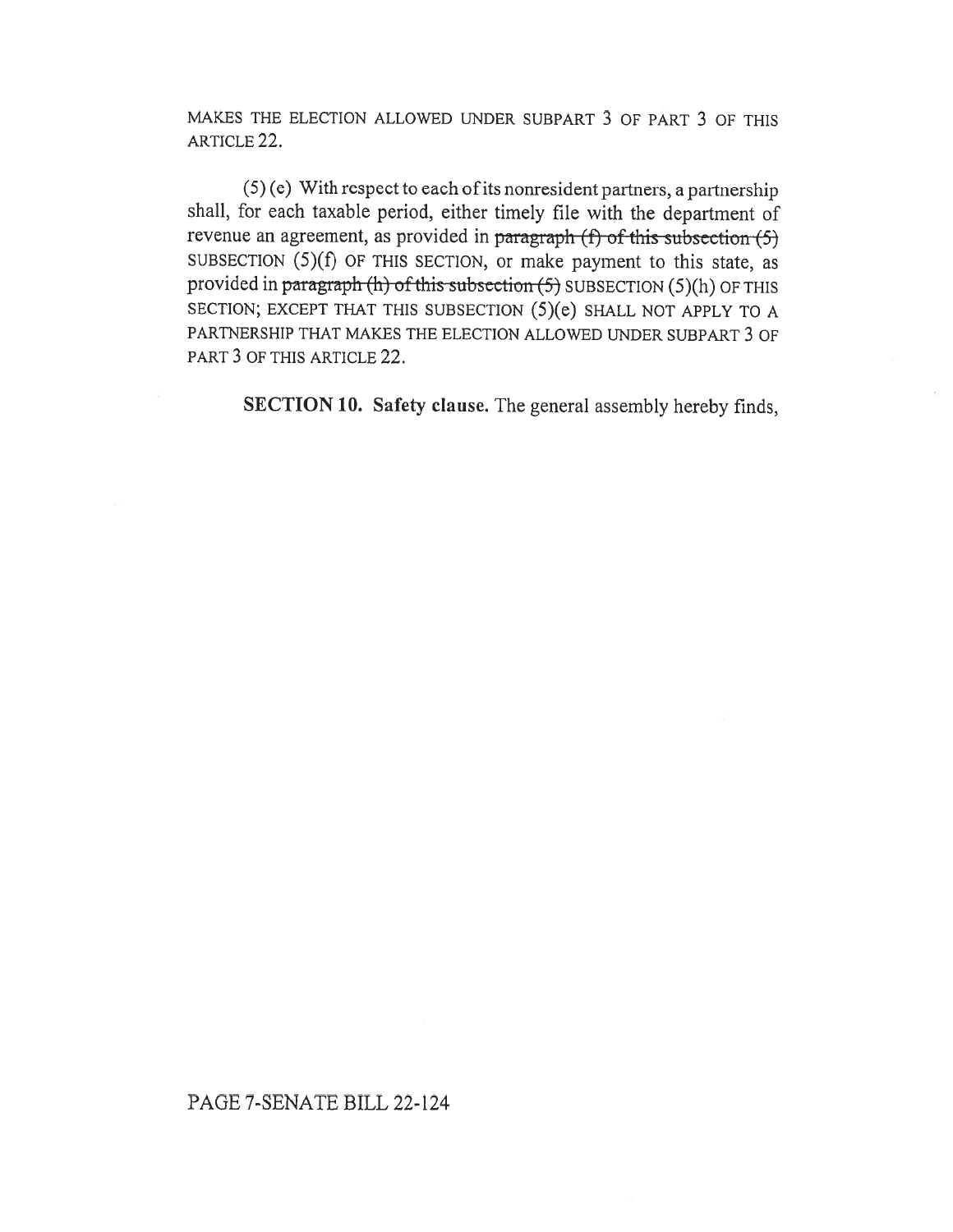MAKES THE ELECTION ALLOWED UNDER SUBPART 3 OF PART 3 OF THIS ARTICLE 22.

(5) (e) With respect to each of its nonresident partners, a partnership shall, for each taxable period, either timely file with the department of revenue an agreement, as provided in ~~paragraph (f) of this subsection (5)~~ SUBSECTION (5)(f) OF THIS SECTION, or make payment to this state, as provided in ~~paragraph (h) of this subsection (5)~~ SUBSECTION (5)(h) OF THIS SECTION; EXCEPT THAT THIS SUBSECTION (5)(e) SHALL NOT APPLY TO A PARTNERSHIP THAT MAKES THE ELECTION ALLOWED UNDER SUBPART 3 OF PART 3 OF THIS ARTICLE 22.

**SECTION 10. Safety clause.** The general assembly hereby finds,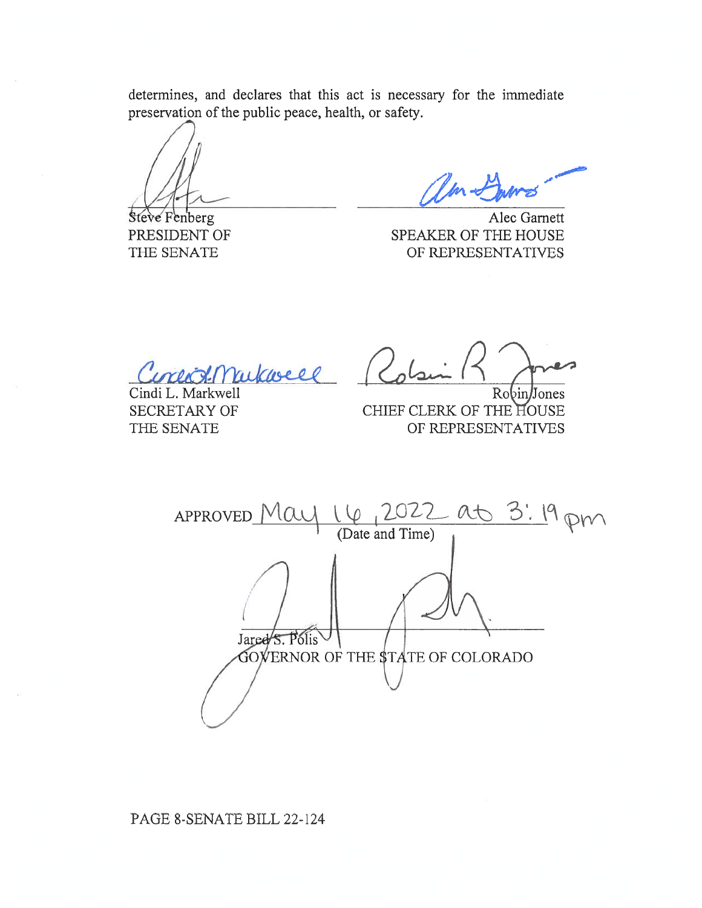determines, and declares that this act is necessary for the immediate preservation of the public peace, health, or safety.

Steve Fenberg
PRESIDENT OF
THE SENATE

Alec Garnett
SPEAKER OF THE HOUSE
OF REPRESENTATIVES

Cindi L. Markwell
SECRETARY OF
THE SENATE

Robin Jones
CHIEF CLERK OF THE HOUSE
OF REPRESENTATIVES

APPROVED May 16, 2022 at 3:19 pm
(Date and Time)

Jared S. Polis
GOVERNOR OF THE STATE OF COLORADO

PAGE 8-SENATE BILL 22-124